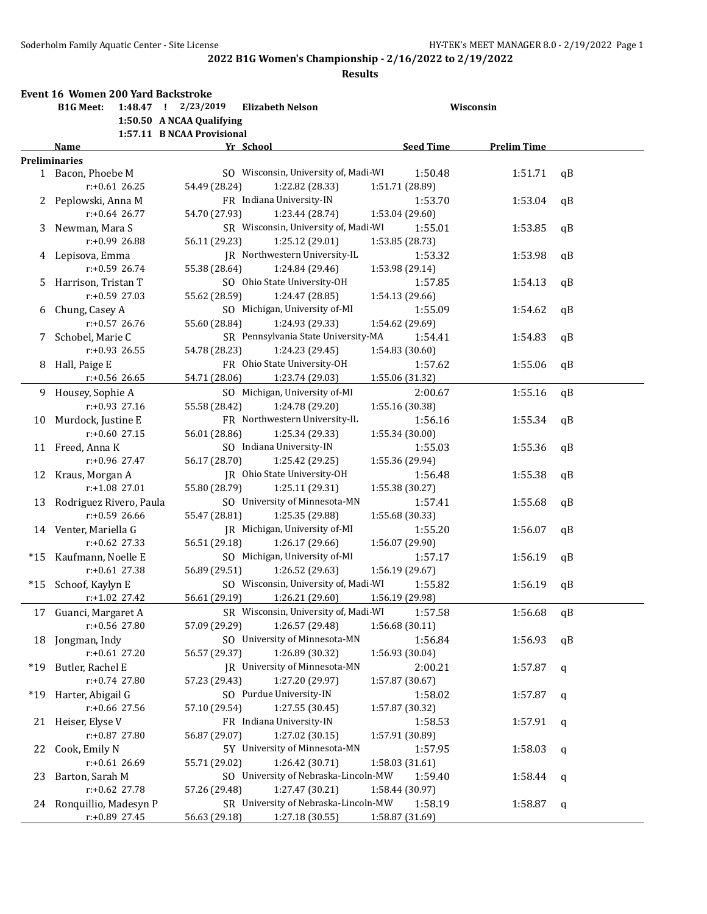## 2022 B1G Women's Championship - 2/16/2022 to 2/19/2022

### Results

### Event 16 Women 200 Yard Backstroke

| | | | | |
|---|---|---|---|---|
| B1G Meet: | 1:48.47 ! | 2/23/2019 | Elizabeth Nelson | Wisconsin |
| | 1:50.50 | A NCAA Qualifying | | |
| | 1:57.11 | B NCAA Provisional | | |

| | Name | Yr | School | Seed Time | Prelim Time | |
|---|---|---|---|---|---|---|
| **Preliminaries** | | | | | | |
| 1 | Bacon, Phoebe M | SO | Wisconsin, University of, Madi-WI | 1:50.48 | 1:51.71 | qB |
| | r:+0.61 26.25 | 54.49 (28.24) | 1:22.82 (28.33) | 1:51.71 (28.89) | | |
| 2 | Peplowski, Anna M | FR | Indiana University-IN | 1:53.70 | 1:53.04 | qB |
| | r:+0.64 26.77 | 54.70 (27.93) | 1:23.44 (28.74) | 1:53.04 (29.60) | | |
| 3 | Newman, Mara S | SR | Wisconsin, University of, Madi-WI | 1:55.01 | 1:53.85 | qB |
| | r:+0.99 26.88 | 56.11 (29.23) | 1:25.12 (29.01) | 1:53.85 (28.73) | | |
| 4 | Lepisova, Emma | JR | Northwestern University-IL | 1:53.32 | 1:53.98 | qB |
| | r:+0.59 26.74 | 55.38 (28.64) | 1:24.84 (29.46) | 1:53.98 (29.14) | | |
| 5 | Harrison, Tristan T | SO | Ohio State University-OH | 1:57.85 | 1:54.13 | qB |
| | r:+0.59 27.03 | 55.62 (28.59) | 1:24.47 (28.85) | 1:54.13 (29.66) | | |
| 6 | Chung, Casey A | SO | Michigan, University of-MI | 1:55.09 | 1:54.62 | qB |
| | r:+0.57 26.76 | 55.60 (28.84) | 1:24.93 (29.33) | 1:54.62 (29.69) | | |
| 7 | Schobel, Marie C | SR | Pennsylvania State University-MA | 1:54.41 | 1:54.83 | qB |
| | r:+0.93 26.55 | 54.78 (28.23) | 1:24.23 (29.45) | 1:54.83 (30.60) | | |
| 8 | Hall, Paige E | FR | Ohio State University-OH | 1:57.62 | 1:55.06 | qB |
| | r:+0.56 26.65 | 54.71 (28.06) | 1:23.74 (29.03) | 1:55.06 (31.32) | | |
| 9 | Housey, Sophie A | SO | Michigan, University of-MI | 2:00.67 | 1:55.16 | qB |
| | r:+0.93 27.16 | 55.58 (28.42) | 1:24.78 (29.20) | 1:55.16 (30.38) | | |
| 10 | Murdock, Justine E | FR | Northwestern University-IL | 1:56.16 | 1:55.34 | qB |
| | r:+0.60 27.15 | 56.01 (28.86) | 1:25.34 (29.33) | 1:55.34 (30.00) | | |
| 11 | Freed, Anna K | SO | Indiana University-IN | 1:55.03 | 1:55.36 | qB |
| | r:+0.96 27.47 | 56.17 (28.70) | 1:25.42 (29.25) | 1:55.36 (29.94) | | |
| 12 | Kraus, Morgan A | JR | Ohio State University-OH | 1:56.48 | 1:55.38 | qB |
| | r:+1.08 27.01 | 55.80 (28.79) | 1:25.11 (29.31) | 1:55.38 (30.27) | | |
| 13 | Rodriguez Rivero, Paula | SO | University of Minnesota-MN | 1:57.41 | 1:55.68 | qB |
| | r:+0.59 26.66 | 55.47 (28.81) | 1:25.35 (29.88) | 1:55.68 (30.33) | | |
| 14 | Venter, Mariella G | JR | Michigan, University of-MI | 1:55.20 | 1:56.07 | qB |
| | r:+0.62 27.33 | 56.51 (29.18) | 1:26.17 (29.66) | 1:56.07 (29.90) | | |
| *15 | Kaufmann, Noelle E | SO | Michigan, University of-MI | 1:57.17 | 1:56.19 | qB |
| | r:+0.61 27.38 | 56.89 (29.51) | 1:26.52 (29.63) | 1:56.19 (29.67) | | |
| *15 | Schoof, Kaylyn E | SO | Wisconsin, University of, Madi-WI | 1:55.82 | 1:56.19 | qB |
| | r:+1.02 27.42 | 56.61 (29.19) | 1:26.21 (29.60) | 1:56.19 (29.98) | | |
| 17 | Guanci, Margaret A | SR | Wisconsin, University of, Madi-WI | 1:57.58 | 1:56.68 | qB |
| | r:+0.56 27.80 | 57.09 (29.29) | 1:26.57 (29.48) | 1:56.68 (30.11) | | |
| 18 | Jongman, Indy | SO | University of Minnesota-MN | 1:56.84 | 1:56.93 | qB |
| | r:+0.61 27.20 | 56.57 (29.37) | 1:26.89 (30.32) | 1:56.93 (30.04) | | |
| *19 | Butler, Rachel E | JR | University of Minnesota-MN | 2:00.21 | 1:57.87 | q |
| | r:+0.74 27.80 | 57.23 (29.43) | 1:27.20 (29.97) | 1:57.87 (30.67) | | |
| *19 | Harter, Abigail G | SO | Purdue University-IN | 1:58.02 | 1:57.87 | q |
| | r:+0.66 27.56 | 57.10 (29.54) | 1:27.55 (30.45) | 1:57.87 (30.32) | | |
| 21 | Heiser, Elyse V | FR | Indiana University-IN | 1:58.53 | 1:57.91 | q |
| | r:+0.87 27.80 | 56.87 (29.07) | 1:27.02 (30.15) | 1:57.91 (30.89) | | |
| 22 | Cook, Emily N | 5Y | University of Minnesota-MN | 1:57.95 | 1:58.03 | q |
| | r:+0.61 26.69 | 55.71 (29.02) | 1:26.42 (30.71) | 1:58.03 (31.61) | | |
| 23 | Barton, Sarah M | SO | University of Nebraska-Lincoln-MW | 1:59.40 | 1:58.44 | q |
| | r:+0.62 27.78 | 57.26 (29.48) | 1:27.47 (30.21) | 1:58.44 (30.97) | | |
| 24 | Ronquillio, Madesyn P | SR | University of Nebraska-Lincoln-MW | 1:58.19 | 1:58.87 | q |
| | r:+0.89 27.45 | 56.63 (29.18) | 1:27.18 (30.55) | 1:58.87 (31.69) | | |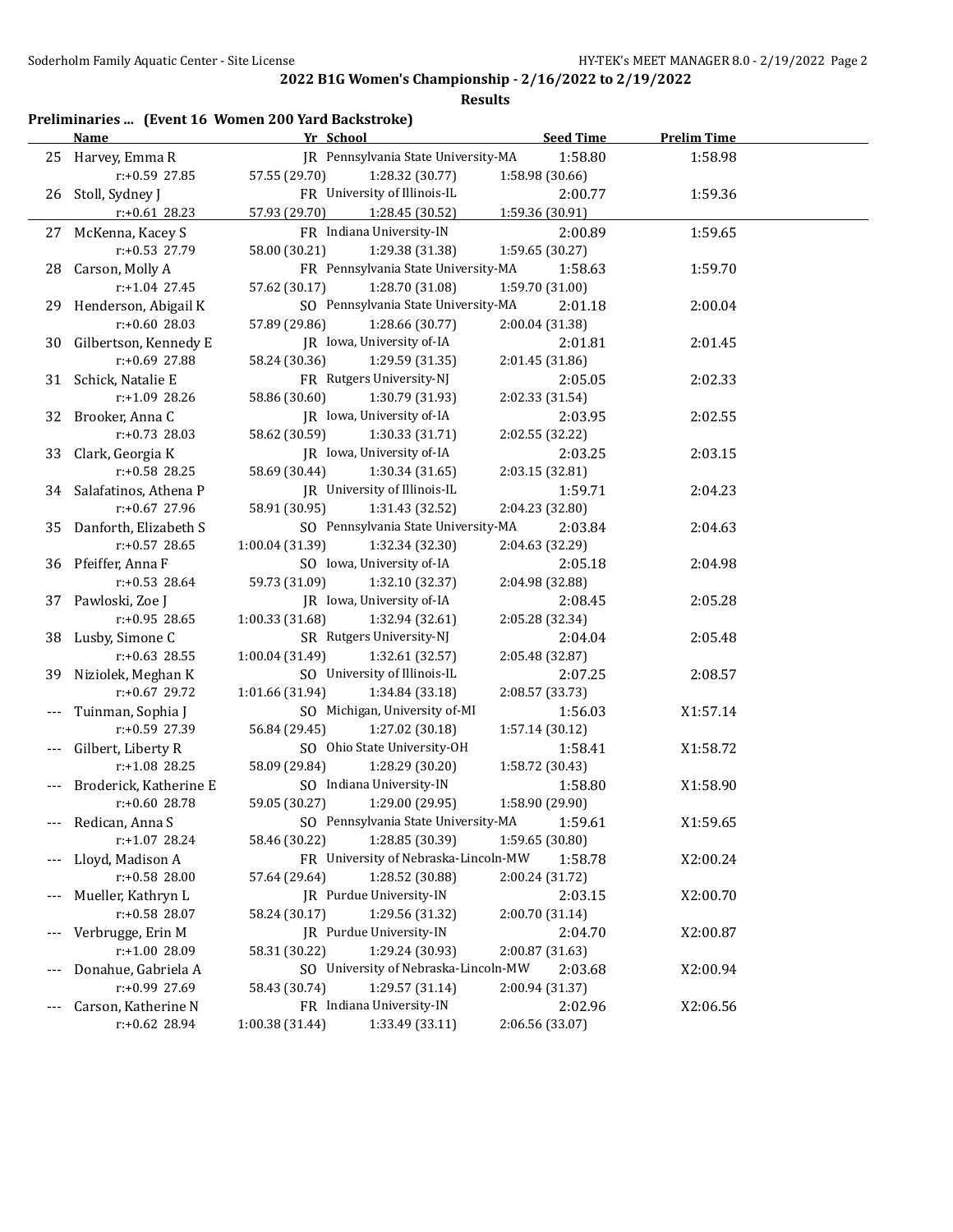## 2022 B1G Women's Championship - 2/16/2022 to 2/19/2022

### Results

**Preliminaries ... (Event 16 Women 200 Yard Backstroke)**

| | Name | Yr | School | Seed Time | Prelim Time |
|---|---|---|---|---|---|
| 25 | Harvey, Emma R | JR | Pennsylvania State University-MA | 1:58.80 | 1:58.98 |
| | r:+0.59 27.85 | 57.55 (29.70) | 1:28.32 (30.77) | 1:58.98 (30.66) | |
| 26 | Stoll, Sydney J | FR | University of Illinois-IL | 2:00.77 | 1:59.36 |
| | r:+0.61 28.23 | 57.93 (29.70) | 1:28.45 (30.52) | 1:59.36 (30.91) | |
| 27 | McKenna, Kacey S | FR | Indiana University-IN | 2:00.89 | 1:59.65 |
| | r:+0.53 27.79 | 58.00 (30.21) | 1:29.38 (31.38) | 1:59.65 (30.27) | |
| 28 | Carson, Molly A | FR | Pennsylvania State University-MA | 1:58.63 | 1:59.70 |
| | r:+1.04 27.45 | 57.62 (30.17) | 1:28.70 (31.08) | 1:59.70 (31.00) | |
| 29 | Henderson, Abigail K | SO | Pennsylvania State University-MA | 2:01.18 | 2:00.04 |
| | r:+0.60 28.03 | 57.89 (29.86) | 1:28.66 (30.77) | 2:00.04 (31.38) | |
| 30 | Gilbertson, Kennedy E | JR | Iowa, University of-IA | 2:01.81 | 2:01.45 |
| | r:+0.69 27.88 | 58.24 (30.36) | 1:29.59 (31.35) | 2:01.45 (31.86) | |
| 31 | Schick, Natalie E | FR | Rutgers University-NJ | 2:05.05 | 2:02.33 |
| | r:+1.09 28.26 | 58.86 (30.60) | 1:30.79 (31.93) | 2:02.33 (31.54) | |
| 32 | Brooker, Anna C | JR | Iowa, University of-IA | 2:03.95 | 2:02.55 |
| | r:+0.73 28.03 | 58.62 (30.59) | 1:30.33 (31.71) | 2:02.55 (32.22) | |
| 33 | Clark, Georgia K | JR | Iowa, University of-IA | 2:03.25 | 2:03.15 |
| | r:+0.58 28.25 | 58.69 (30.44) | 1:30.34 (31.65) | 2:03.15 (32.81) | |
| 34 | Salafatinos, Athena P | JR | University of Illinois-IL | 1:59.71 | 2:04.23 |
| | r:+0.67 27.96 | 58.91 (30.95) | 1:31.43 (32.52) | 2:04.23 (32.80) | |
| 35 | Danforth, Elizabeth S | SO | Pennsylvania State University-MA | 2:03.84 | 2:04.63 |
| | r:+0.57 28.65 | 1:00.04 (31.39) | 1:32.34 (32.30) | 2:04.63 (32.29) | |
| 36 | Pfeiffer, Anna F | SO | Iowa, University of-IA | 2:05.18 | 2:04.98 |
| | r:+0.53 28.64 | 59.73 (31.09) | 1:32.10 (32.37) | 2:04.98 (32.88) | |
| 37 | Pawloski, Zoe J | JR | Iowa, University of-IA | 2:08.45 | 2:05.28 |
| | r:+0.95 28.65 | 1:00.33 (31.68) | 1:32.94 (32.61) | 2:05.28 (32.34) | |
| 38 | Lusby, Simone C | SR | Rutgers University-NJ | 2:04.04 | 2:05.48 |
| | r:+0.63 28.55 | 1:00.04 (31.49) | 1:32.61 (32.57) | 2:05.48 (32.87) | |
| 39 | Niziolek, Meghan K | SO | University of Illinois-IL | 2:07.25 | 2:08.57 |
| | r:+0.67 29.72 | 1:01.66 (31.94) | 1:34.84 (33.18) | 2:08.57 (33.73) | |
| --- | Tuinman, Sophia J | SO | Michigan, University of-MI | 1:56.03 | X1:57.14 |
| | r:+0.59 27.39 | 56.84 (29.45) | 1:27.02 (30.18) | 1:57.14 (30.12) | |
| --- | Gilbert, Liberty R | SO | Ohio State University-OH | 1:58.41 | X1:58.72 |
| | r:+1.08 28.25 | 58.09 (29.84) | 1:28.29 (30.20) | 1:58.72 (30.43) | |
| --- | Broderick, Katherine E | SO | Indiana University-IN | 1:58.80 | X1:58.90 |
| | r:+0.60 28.78 | 59.05 (30.27) | 1:29.00 (29.95) | 1:58.90 (29.90) | |
| --- | Redican, Anna S | SO | Pennsylvania State University-MA | 1:59.61 | X1:59.65 |
| | r:+1.07 28.24 | 58.46 (30.22) | 1:28.85 (30.39) | 1:59.65 (30.80) | |
| --- | Lloyd, Madison A | FR | University of Nebraska-Lincoln-MW | 1:58.78 | X2:00.24 |
| | r:+0.58 28.00 | 57.64 (29.64) | 1:28.52 (30.88) | 2:00.24 (31.72) | |
| --- | Mueller, Kathryn L | JR | Purdue University-IN | 2:03.15 | X2:00.70 |
| | r:+0.58 28.07 | 58.24 (30.17) | 1:29.56 (31.32) | 2:00.70 (31.14) | |
| --- | Verbrugge, Erin M | JR | Purdue University-IN | 2:04.70 | X2:00.87 |
| | r:+1.00 28.09 | 58.31 (30.22) | 1:29.24 (30.93) | 2:00.87 (31.63) | |
| --- | Donahue, Gabriela A | SO | University of Nebraska-Lincoln-MW | 2:03.68 | X2:00.94 |
| | r:+0.99 27.69 | 58.43 (30.74) | 1:29.57 (31.14) | 2:00.94 (31.37) | |
| --- | Carson, Katherine N | FR | Indiana University-IN | 2:02.96 | X2:06.56 |
| | r:+0.62 28.94 | 1:00.38 (31.44) | 1:33.49 (33.11) | 2:06.56 (33.07) | |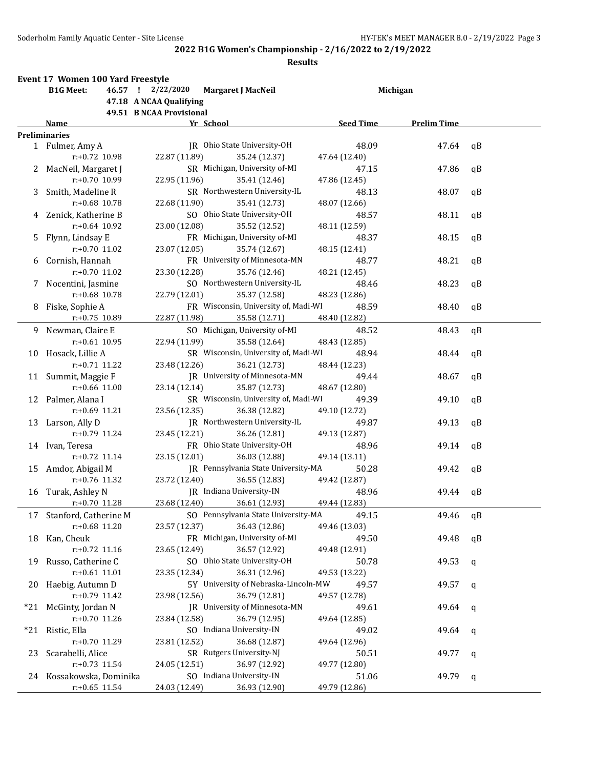## 2022 B1G Women's Championship - 2/16/2022 to 2/19/2022

### Results

**Event 17 Women 100 Yard Freestyle**

| B1G Meet: | 46.57 ! | 2/22/2020 | Margaret J MacNeil | Michigan |
|---|---|---|---|---|
| | 47.18 | A NCAA Qualifying | | |
| | 49.51 | B NCAA Provisional | | |

| | Name | Yr | School | Seed Time | Prelim Time | |
|---|---|---|---|---|---|---|
| **Preliminaries** | | | | | | |
| 1 | Fulmer, Amy A | JR | Ohio State University-OH | 48.09 | 47.64 | qB |
| | r:+0.72 10.98 | 22.87 (11.89) | 35.24 (12.37) | 47.64 (12.40) | | |
| 2 | MacNeil, Margaret J | SR | Michigan, University of-MI | 47.15 | 47.86 | qB |
| | r:+0.70 10.99 | 22.95 (11.96) | 35.41 (12.46) | 47.86 (12.45) | | |
| 3 | Smith, Madeline R | SR | Northwestern University-IL | 48.13 | 48.07 | qB |
| | r:+0.68 10.78 | 22.68 (11.90) | 35.41 (12.73) | 48.07 (12.66) | | |
| 4 | Zenick, Katherine B | SO | Ohio State University-OH | 48.57 | 48.11 | qB |
| | r:+0.64 10.92 | 23.00 (12.08) | 35.52 (12.52) | 48.11 (12.59) | | |
| 5 | Flynn, Lindsay E | FR | Michigan, University of-MI | 48.37 | 48.15 | qB |
| | r:+0.70 11.02 | 23.07 (12.05) | 35.74 (12.67) | 48.15 (12.41) | | |
| 6 | Cornish, Hannah | FR | University of Minnesota-MN | 48.77 | 48.21 | qB |
| | r:+0.70 11.02 | 23.30 (12.28) | 35.76 (12.46) | 48.21 (12.45) | | |
| 7 | Nocentini, Jasmine | SO | Northwestern University-IL | 48.46 | 48.23 | qB |
| | r:+0.68 10.78 | 22.79 (12.01) | 35.37 (12.58) | 48.23 (12.86) | | |
| 8 | Fiske, Sophie A | FR | Wisconsin, University of, Madi-WI | 48.59 | 48.40 | qB |
| | r:+0.75 10.89 | 22.87 (11.98) | 35.58 (12.71) | 48.40 (12.82) | | |
| 9 | Newman, Claire E | SO | Michigan, University of-MI | 48.52 | 48.43 | qB |
| | r:+0.61 10.95 | 22.94 (11.99) | 35.58 (12.64) | 48.43 (12.85) | | |
| 10 | Hosack, Lillie A | SR | Wisconsin, University of, Madi-WI | 48.94 | 48.44 | qB |
| | r:+0.71 11.22 | 23.48 (12.26) | 36.21 (12.73) | 48.44 (12.23) | | |
| 11 | Summit, Maggie F | JR | University of Minnesota-MN | 49.44 | 48.67 | qB |
| | r:+0.66 11.00 | 23.14 (12.14) | 35.87 (12.73) | 48.67 (12.80) | | |
| 12 | Palmer, Alana I | SR | Wisconsin, University of, Madi-WI | 49.39 | 49.10 | qB |
| | r:+0.69 11.21 | 23.56 (12.35) | 36.38 (12.82) | 49.10 (12.72) | | |
| 13 | Larson, Ally D | JR | Northwestern University-IL | 49.87 | 49.13 | qB |
| | r:+0.79 11.24 | 23.45 (12.21) | 36.26 (12.81) | 49.13 (12.87) | | |
| 14 | Ivan, Teresa | FR | Ohio State University-OH | 48.96 | 49.14 | qB |
| | r:+0.72 11.14 | 23.15 (12.01) | 36.03 (12.88) | 49.14 (13.11) | | |
| 15 | Amdor, Abigail M | JR | Pennsylvania State University-MA | 50.28 | 49.42 | qB |
| | r:+0.76 11.32 | 23.72 (12.40) | 36.55 (12.83) | 49.42 (12.87) | | |
| 16 | Turak, Ashley N | JR | Indiana University-IN | 48.96 | 49.44 | qB |
| | r:+0.70 11.28 | 23.68 (12.40) | 36.61 (12.93) | 49.44 (12.83) | | |
| 17 | Stanford, Catherine M | SO | Pennsylvania State University-MA | 49.15 | 49.46 | qB |
| | r:+0.68 11.20 | 23.57 (12.37) | 36.43 (12.86) | 49.46 (13.03) | | |
| 18 | Kan, Cheuk | FR | Michigan, University of-MI | 49.50 | 49.48 | qB |
| | r:+0.72 11.16 | 23.65 (12.49) | 36.57 (12.92) | 49.48 (12.91) | | |
| 19 | Russo, Catherine C | SO | Ohio State University-OH | 50.78 | 49.53 | q |
| | r:+0.61 11.01 | 23.35 (12.34) | 36.31 (12.96) | 49.53 (13.22) | | |
| 20 | Haebig, Autumn D | 5Y | University of Nebraska-Lincoln-MW | 49.57 | 49.57 | q |
| | r:+0.79 11.42 | 23.98 (12.56) | 36.79 (12.81) | 49.57 (12.78) | | |
| *21 | McGinty, Jordan N | JR | University of Minnesota-MN | 49.61 | 49.64 | q |
| | r:+0.70 11.26 | 23.84 (12.58) | 36.79 (12.95) | 49.64 (12.85) | | |
| *21 | Ristic, Ella | SO | Indiana University-IN | 49.02 | 49.64 | q |
| | r:+0.70 11.29 | 23.81 (12.52) | 36.68 (12.87) | 49.64 (12.96) | | |
| 23 | Scarabelli, Alice | SR | Rutgers University-NJ | 50.51 | 49.77 | q |
| | r:+0.73 11.54 | 24.05 (12.51) | 36.97 (12.92) | 49.77 (12.80) | | |
| 24 | Kossakowska, Dominika | SO | Indiana University-IN | 51.06 | 49.79 | q |
| | r:+0.65 11.54 | 24.03 (12.49) | 36.93 (12.90) | 49.79 (12.86) | | |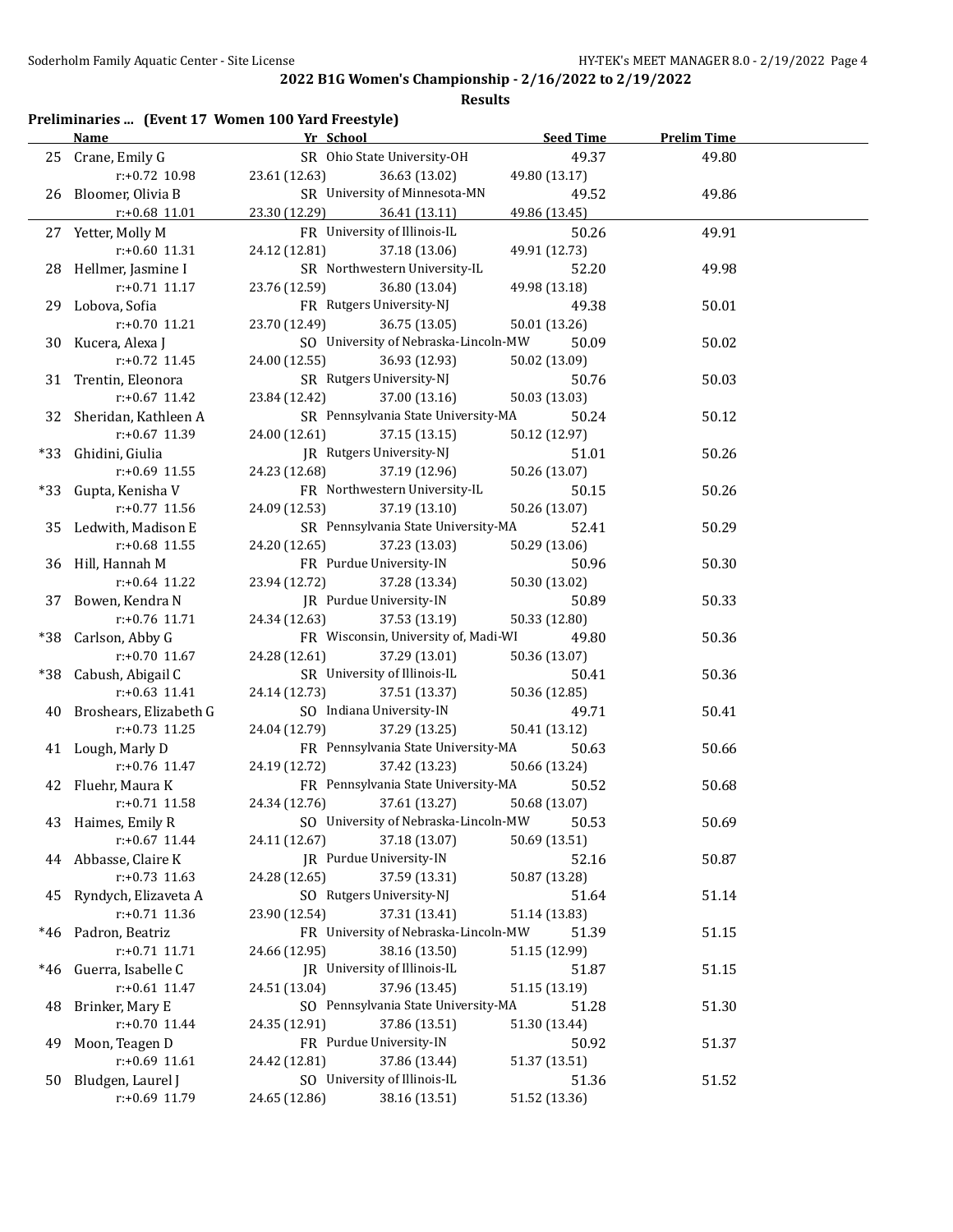## 2022 B1G Women's Championship - 2/16/2022 to 2/19/2022

### Results

**Preliminaries ... (Event 17 Women 100 Yard Freestyle)**

| | Name | Yr | School | Seed Time | Prelim Time |
|---|---|---|---|---|---|
| 25 | Crane, Emily G | SR | Ohio State University-OH | 49.37 | 49.80 |
| | r:+0.72 10.98 | 23.61 (12.63) | 36.63 (13.02) | 49.80 (13.17) | |
| 26 | Bloomer, Olivia B | SR | University of Minnesota-MN | 49.52 | 49.86 |
| | r:+0.68 11.01 | 23.30 (12.29) | 36.41 (13.11) | 49.86 (13.45) | |
| 27 | Yetter, Molly M | FR | University of Illinois-IL | 50.26 | 49.91 |
| | r:+0.60 11.31 | 24.12 (12.81) | 37.18 (13.06) | 49.91 (12.73) | |
| 28 | Hellmer, Jasmine I | SR | Northwestern University-IL | 52.20 | 49.98 |
| | r:+0.71 11.17 | 23.76 (12.59) | 36.80 (13.04) | 49.98 (13.18) | |
| 29 | Lobova, Sofia | FR | Rutgers University-NJ | 49.38 | 50.01 |
| | r:+0.70 11.21 | 23.70 (12.49) | 36.75 (13.05) | 50.01 (13.26) | |
| 30 | Kucera, Alexa J | SO | University of Nebraska-Lincoln-MW | 50.09 | 50.02 |
| | r:+0.72 11.45 | 24.00 (12.55) | 36.93 (12.93) | 50.02 (13.09) | |
| 31 | Trentin, Eleonora | SR | Rutgers University-NJ | 50.76 | 50.03 |
| | r:+0.67 11.42 | 23.84 (12.42) | 37.00 (13.16) | 50.03 (13.03) | |
| 32 | Sheridan, Kathleen A | SR | Pennsylvania State University-MA | 50.24 | 50.12 |
| | r:+0.67 11.39 | 24.00 (12.61) | 37.15 (13.15) | 50.12 (12.97) | |
| *33 | Ghidini, Giulia | JR | Rutgers University-NJ | 51.01 | 50.26 |
| | r:+0.69 11.55 | 24.23 (12.68) | 37.19 (12.96) | 50.26 (13.07) | |
| *33 | Gupta, Kenisha V | FR | Northwestern University-IL | 50.15 | 50.26 |
| | r:+0.77 11.56 | 24.09 (12.53) | 37.19 (13.10) | 50.26 (13.07) | |
| 35 | Ledwith, Madison E | SR | Pennsylvania State University-MA | 52.41 | 50.29 |
| | r:+0.68 11.55 | 24.20 (12.65) | 37.23 (13.03) | 50.29 (13.06) | |
| 36 | Hill, Hannah M | FR | Purdue University-IN | 50.96 | 50.30 |
| | r:+0.64 11.22 | 23.94 (12.72) | 37.28 (13.34) | 50.30 (13.02) | |
| 37 | Bowen, Kendra N | JR | Purdue University-IN | 50.89 | 50.33 |
| | r:+0.76 11.71 | 24.34 (12.63) | 37.53 (13.19) | 50.33 (12.80) | |
| *38 | Carlson, Abby G | FR | Wisconsin, University of, Madi-WI | 49.80 | 50.36 |
| | r:+0.70 11.67 | 24.28 (12.61) | 37.29 (13.01) | 50.36 (13.07) | |
| *38 | Cabush, Abigail C | SR | University of Illinois-IL | 50.41 | 50.36 |
| | r:+0.63 11.41 | 24.14 (12.73) | 37.51 (13.37) | 50.36 (12.85) | |
| 40 | Broshears, Elizabeth G | SO | Indiana University-IN | 49.71 | 50.41 |
| | r:+0.73 11.25 | 24.04 (12.79) | 37.29 (13.25) | 50.41 (13.12) | |
| 41 | Lough, Marly D | FR | Pennsylvania State University-MA | 50.63 | 50.66 |
| | r:+0.76 11.47 | 24.19 (12.72) | 37.42 (13.23) | 50.66 (13.24) | |
| 42 | Fluehr, Maura K | FR | Pennsylvania State University-MA | 50.52 | 50.68 |
| | r:+0.71 11.58 | 24.34 (12.76) | 37.61 (13.27) | 50.68 (13.07) | |
| 43 | Haimes, Emily R | SO | University of Nebraska-Lincoln-MW | 50.53 | 50.69 |
| | r:+0.67 11.44 | 24.11 (12.67) | 37.18 (13.07) | 50.69 (13.51) | |
| 44 | Abbasse, Claire K | JR | Purdue University-IN | 52.16 | 50.87 |
| | r:+0.73 11.63 | 24.28 (12.65) | 37.59 (13.31) | 50.87 (13.28) | |
| 45 | Ryndych, Elizaveta A | SO | Rutgers University-NJ | 51.64 | 51.14 |
| | r:+0.71 11.36 | 23.90 (12.54) | 37.31 (13.41) | 51.14 (13.83) | |
| *46 | Padron, Beatriz | FR | University of Nebraska-Lincoln-MW | 51.39 | 51.15 |
| | r:+0.71 11.71 | 24.66 (12.95) | 38.16 (13.50) | 51.15 (12.99) | |
| *46 | Guerra, Isabelle C | JR | University of Illinois-IL | 51.87 | 51.15 |
| | r:+0.61 11.47 | 24.51 (13.04) | 37.96 (13.45) | 51.15 (13.19) | |
| 48 | Brinker, Mary E | SO | Pennsylvania State University-MA | 51.28 | 51.30 |
| | r:+0.70 11.44 | 24.35 (12.91) | 37.86 (13.51) | 51.30 (13.44) | |
| 49 | Moon, Teagen D | FR | Purdue University-IN | 50.92 | 51.37 |
| | r:+0.69 11.61 | 24.42 (12.81) | 37.86 (13.44) | 51.37 (13.51) | |
| 50 | Bludgen, Laurel J | SO | University of Illinois-IL | 51.36 | 51.52 |
| | r:+0.69 11.79 | 24.65 (12.86) | 38.16 (13.51) | 51.52 (13.36) | |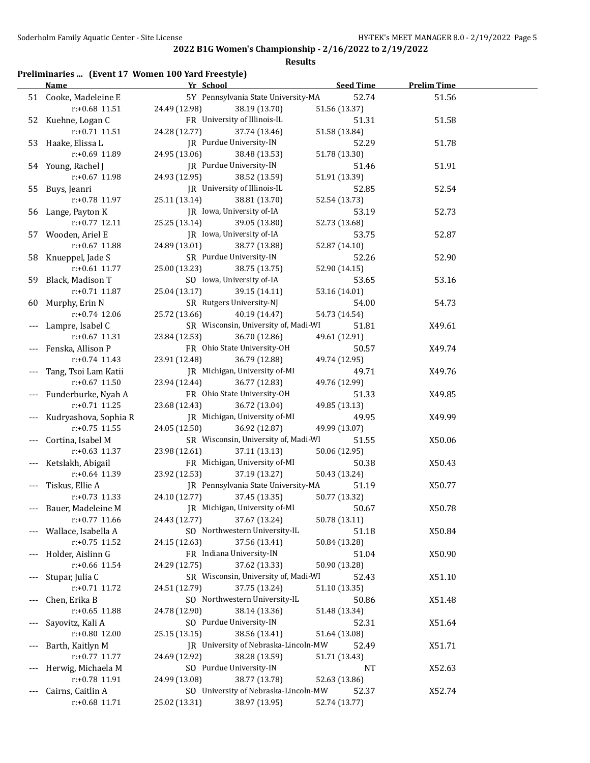## 2022 B1G Women's Championship - 2/16/2022 to 2/19/2022

### Results

**Preliminaries ... (Event 17 Women 100 Yard Freestyle)**

| | Name | Yr | School | Seed Time | Prelim Time |
|---|---|---|---|---|---|
| 51 | Cooke, Madeleine E | 5Y | Pennsylvania State University-MA | 52.74 | 51.56 |
| | r:+0.68 11.51 | 24.49 (12.98) | 38.19 (13.70) | 51.56 (13.37) | |
| 52 | Kuehne, Logan C | FR | University of Illinois-IL | 51.31 | 51.58 |
| | r:+0.71 11.51 | 24.28 (12.77) | 37.74 (13.46) | 51.58 (13.84) | |
| 53 | Haake, Elissa L | JR | Purdue University-IN | 52.29 | 51.78 |
| | r:+0.69 11.89 | 24.95 (13.06) | 38.48 (13.53) | 51.78 (13.30) | |
| 54 | Young, Rachel J | JR | Purdue University-IN | 51.46 | 51.91 |
| | r:+0.67 11.98 | 24.93 (12.95) | 38.52 (13.59) | 51.91 (13.39) | |
| 55 | Buys, Jeanri | JR | University of Illinois-IL | 52.85 | 52.54 |
| | r:+0.78 11.97 | 25.11 (13.14) | 38.81 (13.70) | 52.54 (13.73) | |
| 56 | Lange, Payton K | JR | Iowa, University of-IA | 53.19 | 52.73 |
| | r:+0.77 12.11 | 25.25 (13.14) | 39.05 (13.80) | 52.73 (13.68) | |
| 57 | Wooden, Ariel E | JR | Iowa, University of-IA | 53.75 | 52.87 |
| | r:+0.67 11.88 | 24.89 (13.01) | 38.77 (13.88) | 52.87 (14.10) | |
| 58 | Knueppel, Jade S | SR | Purdue University-IN | 52.26 | 52.90 |
| | r:+0.61 11.77 | 25.00 (13.23) | 38.75 (13.75) | 52.90 (14.15) | |
| 59 | Black, Madison T | SO | Iowa, University of-IA | 53.65 | 53.16 |
| | r:+0.71 11.87 | 25.04 (13.17) | 39.15 (14.11) | 53.16 (14.01) | |
| 60 | Murphy, Erin N | SR | Rutgers University-NJ | 54.00 | 54.73 |
| | r:+0.74 12.06 | 25.72 (13.66) | 40.19 (14.47) | 54.73 (14.54) | |
| --- | Lampre, Isabel C | SR | Wisconsin, University of, Madi-WI | 51.81 | X49.61 |
| | r:+0.67 11.31 | 23.84 (12.53) | 36.70 (12.86) | 49.61 (12.91) | |
| --- | Fenska, Allison P | FR | Ohio State University-OH | 50.57 | X49.74 |
| | r:+0.74 11.43 | 23.91 (12.48) | 36.79 (12.88) | 49.74 (12.95) | |
| --- | Tang, Tsoi Lam Katii | JR | Michigan, University of-MI | 49.71 | X49.76 |
| | r:+0.67 11.50 | 23.94 (12.44) | 36.77 (12.83) | 49.76 (12.99) | |
| --- | Funderburke, Nyah A | FR | Ohio State University-OH | 51.33 | X49.85 |
| | r:+0.71 11.25 | 23.68 (12.43) | 36.72 (13.04) | 49.85 (13.13) | |
| --- | Kudryashova, Sophia R | JR | Michigan, University of-MI | 49.95 | X49.99 |
| | r:+0.75 11.55 | 24.05 (12.50) | 36.92 (12.87) | 49.99 (13.07) | |
| --- | Cortina, Isabel M | SR | Wisconsin, University of, Madi-WI | 51.55 | X50.06 |
| | r:+0.63 11.37 | 23.98 (12.61) | 37.11 (13.13) | 50.06 (12.95) | |
| --- | Ketslakh, Abigail | FR | Michigan, University of-MI | 50.38 | X50.43 |
| | r:+0.64 11.39 | 23.92 (12.53) | 37.19 (13.27) | 50.43 (13.24) | |
| --- | Tiskus, Ellie A | JR | Pennsylvania State University-MA | 51.19 | X50.77 |
| | r:+0.73 11.33 | 24.10 (12.77) | 37.45 (13.35) | 50.77 (13.32) | |
| --- | Bauer, Madeleine M | JR | Michigan, University of-MI | 50.67 | X50.78 |
| | r:+0.77 11.66 | 24.43 (12.77) | 37.67 (13.24) | 50.78 (13.11) | |
| --- | Wallace, Isabella A | SO | Northwestern University-IL | 51.18 | X50.84 |
| | r:+0.75 11.52 | 24.15 (12.63) | 37.56 (13.41) | 50.84 (13.28) | |
| --- | Holder, Aislinn G | FR | Indiana University-IN | 51.04 | X50.90 |
| | r:+0.66 11.54 | 24.29 (12.75) | 37.62 (13.33) | 50.90 (13.28) | |
| --- | Stupar, Julia C | SR | Wisconsin, University of, Madi-WI | 52.43 | X51.10 |
| | r:+0.71 11.72 | 24.51 (12.79) | 37.75 (13.24) | 51.10 (13.35) | |
| --- | Chen, Erika B | SO | Northwestern University-IL | 50.86 | X51.48 |
| | r:+0.65 11.88 | 24.78 (12.90) | 38.14 (13.36) | 51.48 (13.34) | |
| --- | Sayovitz, Kali A | SO | Purdue University-IN | 52.31 | X51.64 |
| | r:+0.80 12.00 | 25.15 (13.15) | 38.56 (13.41) | 51.64 (13.08) | |
| --- | Barth, Kaitlyn M | JR | University of Nebraska-Lincoln-MW | 52.49 | X51.71 |
| | r:+0.77 11.77 | 24.69 (12.92) | 38.28 (13.59) | 51.71 (13.43) | |
| --- | Herwig, Michaela M | SO | Purdue University-IN | NT | X52.63 |
| | r:+0.78 11.91 | 24.99 (13.08) | 38.77 (13.78) | 52.63 (13.86) | |
| --- | Cairns, Caitlin A | SO | University of Nebraska-Lincoln-MW | 52.37 | X52.74 |
| | r:+0.68 11.71 | 25.02 (13.31) | 38.97 (13.95) | 52.74 (13.77) | |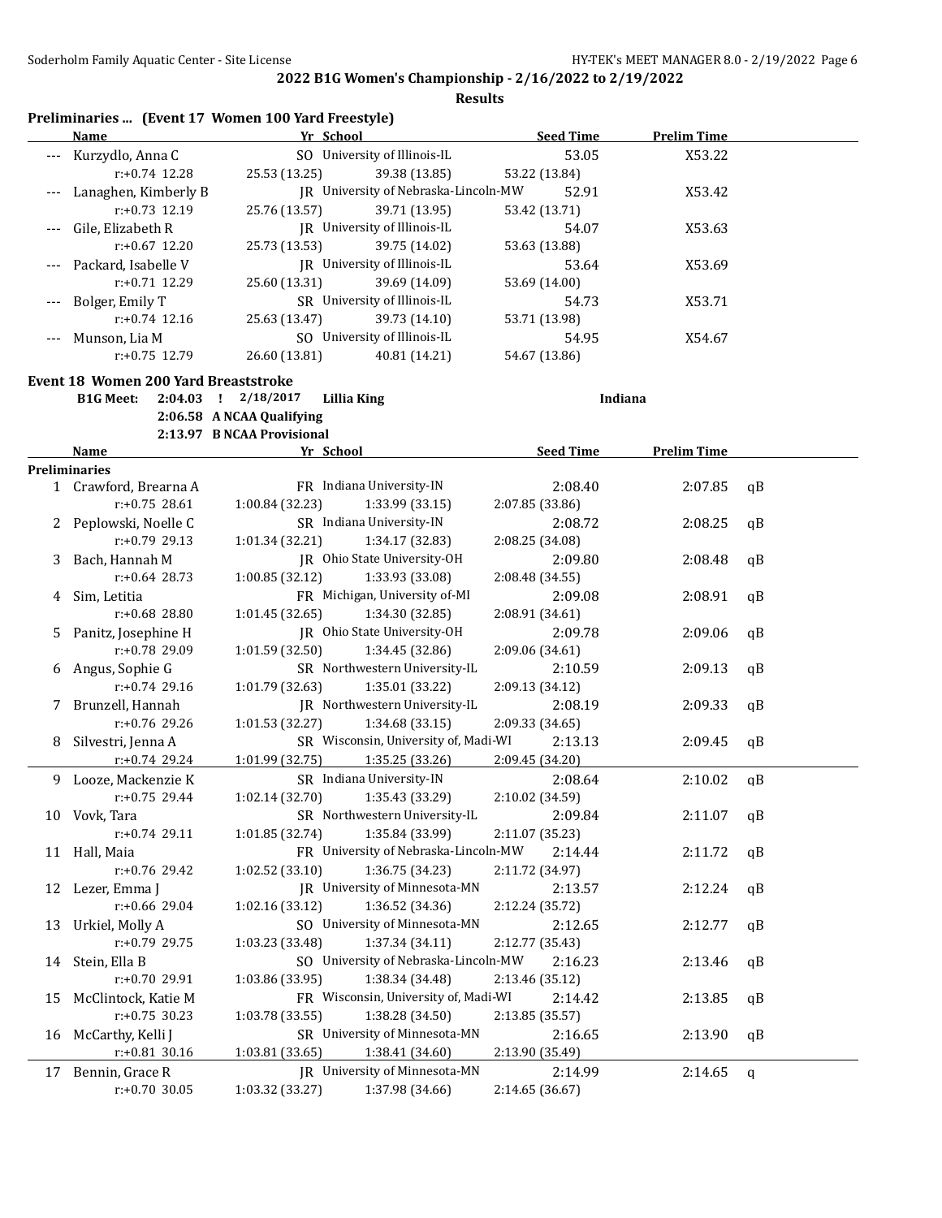## 2022 B1G Women's Championship - 2/16/2022 to 2/19/2022

**Results**

### Preliminaries ... (Event 17 Women 100 Yard Freestyle)

| | Name | Yr | School | Seed Time | Prelim Time | |
|---|---|---|---|---|---|---|
| --- | Kurzydlo, Anna C | SO | University of Illinois-IL | 53.05 | X53.22 | |
| | r:+0.74 12.28 | 25.53 (13.25) | 39.38 (13.85) | 53.22 (13.84) | | |
| --- | Lanaghen, Kimberly B | JR | University of Nebraska-Lincoln-MW | 52.91 | X53.42 | |
| | r:+0.73 12.19 | 25.76 (13.57) | 39.71 (13.95) | 53.42 (13.71) | | |
| --- | Gile, Elizabeth R | JR | University of Illinois-IL | 54.07 | X53.63 | |
| | r:+0.67 12.20 | 25.73 (13.53) | 39.75 (14.02) | 53.63 (13.88) | | |
| --- | Packard, Isabelle V | JR | University of Illinois-IL | 53.64 | X53.69 | |
| | r:+0.71 12.29 | 25.60 (13.31) | 39.69 (14.09) | 53.69 (14.00) | | |
| --- | Bolger, Emily T | SR | University of Illinois-IL | 54.73 | X53.71 | |
| | r:+0.74 12.16 | 25.63 (13.47) | 39.73 (14.10) | 53.71 (13.98) | | |
| --- | Munson, Lia M | SO | University of Illinois-IL | 54.95 | X54.67 | |
| | r:+0.75 12.79 | 26.60 (13.81) | 40.81 (14.21) | 54.67 (13.86) | | |

### Event 18 Women 200 Yard Breaststroke

**B1G Meet:** 2:04.03 ! 2/18/2017 **Lillia King** **Indiana**

2:06.58 A NCAA Qualifying

2:13.97 B NCAA Provisional

**Preliminaries**

| | Name | Yr | School | Seed Time | Prelim Time | |
|---|---|---|---|---|---|---|
| 1 | Crawford, Brearna A | FR | Indiana University-IN | 2:08.40 | 2:07.85 | qB |
| | r:+0.75 28.61 | 1:00.84 (32.23) | 1:33.99 (33.15) | 2:07.85 (33.86) | | |
| 2 | Peplowski, Noelle C | SR | Indiana University-IN | 2:08.72 | 2:08.25 | qB |
| | r:+0.79 29.13 | 1:01.34 (32.21) | 1:34.17 (32.83) | 2:08.25 (34.08) | | |
| 3 | Bach, Hannah M | JR | Ohio State University-OH | 2:09.80 | 2:08.48 | qB |
| | r:+0.64 28.73 | 1:00.85 (32.12) | 1:33.93 (33.08) | 2:08.48 (34.55) | | |
| 4 | Sim, Letitia | FR | Michigan, University of-MI | 2:09.08 | 2:08.91 | qB |
| | r:+0.68 28.80 | 1:01.45 (32.65) | 1:34.30 (32.85) | 2:08.91 (34.61) | | |
| 5 | Panitz, Josephine H | JR | Ohio State University-OH | 2:09.78 | 2:09.06 | qB |
| | r:+0.78 29.09 | 1:01.59 (32.50) | 1:34.45 (32.86) | 2:09.06 (34.61) | | |
| 6 | Angus, Sophie G | SR | Northwestern University-IL | 2:10.59 | 2:09.13 | qB |
| | r:+0.74 29.16 | 1:01.79 (32.63) | 1:35.01 (33.22) | 2:09.13 (34.12) | | |
| 7 | Brunzell, Hannah | JR | Northwestern University-IL | 2:08.19 | 2:09.33 | qB |
| | r:+0.76 29.26 | 1:01.53 (32.27) | 1:34.68 (33.15) | 2:09.33 (34.65) | | |
| 8 | Silvestri, Jenna A | SR | Wisconsin, University of, Madi-WI | 2:13.13 | 2:09.45 | qB |
| | r:+0.74 29.24 | 1:01.99 (32.75) | 1:35.25 (33.26) | 2:09.45 (34.20) | | |
| 9 | Looze, Mackenzie K | SR | Indiana University-IN | 2:08.64 | 2:10.02 | qB |
| | r:+0.75 29.44 | 1:02.14 (32.70) | 1:35.43 (33.29) | 2:10.02 (34.59) | | |
| 10 | Vovk, Tara | SR | Northwestern University-IL | 2:09.84 | 2:11.07 | qB |
| | r:+0.74 29.11 | 1:01.85 (32.74) | 1:35.84 (33.99) | 2:11.07 (35.23) | | |
| 11 | Hall, Maia | FR | University of Nebraska-Lincoln-MW | 2:14.44 | 2:11.72 | qB |
| | r:+0.76 29.42 | 1:02.52 (33.10) | 1:36.75 (34.23) | 2:11.72 (34.97) | | |
| 12 | Lezer, Emma J | JR | University of Minnesota-MN | 2:13.57 | 2:12.24 | qB |
| | r:+0.66 29.04 | 1:02.16 (33.12) | 1:36.52 (34.36) | 2:12.24 (35.72) | | |
| 13 | Urkiel, Molly A | SO | University of Minnesota-MN | 2:12.65 | 2:12.77 | qB |
| | r:+0.79 29.75 | 1:03.23 (33.48) | 1:37.34 (34.11) | 2:12.77 (35.43) | | |
| 14 | Stein, Ella B | SO | University of Nebraska-Lincoln-MW | 2:16.23 | 2:13.46 | qB |
| | r:+0.70 29.91 | 1:03.86 (33.95) | 1:38.34 (34.48) | 2:13.46 (35.12) | | |
| 15 | McClintock, Katie M | FR | Wisconsin, University of, Madi-WI | 2:14.42 | 2:13.85 | qB |
| | r:+0.75 30.23 | 1:03.78 (33.55) | 1:38.28 (34.50) | 2:13.85 (35.57) | | |
| 16 | McCarthy, Kelli J | SR | University of Minnesota-MN | 2:16.65 | 2:13.90 | qB |
| | r:+0.81 30.16 | 1:03.81 (33.65) | 1:38.41 (34.60) | 2:13.90 (35.49) | | |
| 17 | Bennin, Grace R | JR | University of Minnesota-MN | 2:14.99 | 2:14.65 | q |
| | r:+0.70 30.05 | 1:03.32 (33.27) | 1:37.98 (34.66) | 2:14.65 (36.67) | | |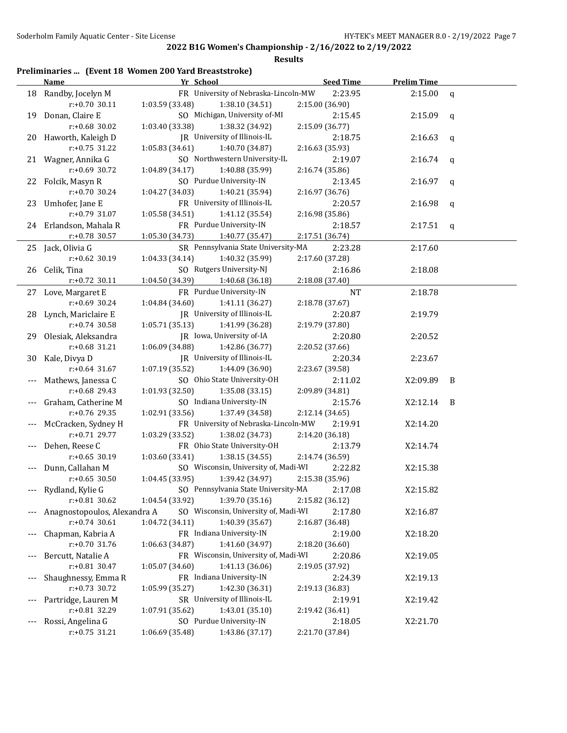## 2022 B1G Women's Championship - 2/16/2022 to 2/19/2022

**Results**

### Preliminaries ... (Event 18 Women 200 Yard Breaststroke)

| | Name | Yr | School | Seed Time | Prelim Time | |
|---|---|---|---|---|---|---|
| 18 | Randby, Jocelyn M | FR | University of Nebraska-Lincoln-MW | 2:23.95 | 2:15.00 | q |
| | r:+0.70 30.11 | 1:03.59 (33.48) | 1:38.10 (34.51) | 2:15.00 (36.90) | | |
| 19 | Donan, Claire E | SO | Michigan, University of-MI | 2:15.45 | 2:15.09 | q |
| | r:+0.68 30.02 | 1:03.40 (33.38) | 1:38.32 (34.92) | 2:15.09 (36.77) | | |
| 20 | Haworth, Kaleigh D | JR | University of Illinois-IL | 2:18.75 | 2:16.63 | q |
| | r:+0.75 31.22 | 1:05.83 (34.61) | 1:40.70 (34.87) | 2:16.63 (35.93) | | |
| 21 | Wagner, Annika G | SO | Northwestern University-IL | 2:19.07 | 2:16.74 | q |
| | r:+0.69 30.72 | 1:04.89 (34.17) | 1:40.88 (35.99) | 2:16.74 (35.86) | | |
| 22 | Folcik, Masyn R | SO | Purdue University-IN | 2:13.45 | 2:16.97 | q |
| | r:+0.70 30.24 | 1:04.27 (34.03) | 1:40.21 (35.94) | 2:16.97 (36.76) | | |
| 23 | Umhofer, Jane E | FR | University of Illinois-IL | 2:20.57 | 2:16.98 | q |
| | r:+0.79 31.07 | 1:05.58 (34.51) | 1:41.12 (35.54) | 2:16.98 (35.86) | | |
| 24 | Erlandson, Mahala R | FR | Purdue University-IN | 2:18.57 | 2:17.51 | q |
| | r:+0.78 30.57 | 1:05.30 (34.73) | 1:40.77 (35.47) | 2:17.51 (36.74) | | |
| 25 | Jack, Olivia G | SR | Pennsylvania State University-MA | 2:23.28 | 2:17.60 | |
| | r:+0.62 30.19 | 1:04.33 (34.14) | 1:40.32 (35.99) | 2:17.60 (37.28) | | |
| 26 | Celik, Tina | SO | Rutgers University-NJ | 2:16.86 | 2:18.08 | |
| | r:+0.72 30.11 | 1:04.50 (34.39) | 1:40.68 (36.18) | 2:18.08 (37.40) | | |
| 27 | Love, Margaret E | FR | Purdue University-IN | NT | 2:18.78 | |
| | r:+0.69 30.24 | 1:04.84 (34.60) | 1:41.11 (36.27) | 2:18.78 (37.67) | | |
| 28 | Lynch, Mariclaire E | JR | University of Illinois-IL | 2:20.87 | 2:19.79 | |
| | r:+0.74 30.58 | 1:05.71 (35.13) | 1:41.99 (36.28) | 2:19.79 (37.80) | | |
| 29 | Olesiak, Aleksandra | JR | Iowa, University of-IA | 2:20.80 | 2:20.52 | |
| | r:+0.68 31.21 | 1:06.09 (34.88) | 1:42.86 (36.77) | 2:20.52 (37.66) | | |
| 30 | Kale, Divya D | JR | University of Illinois-IL | 2:20.34 | 2:23.67 | |
| | r:+0.64 31.67 | 1:07.19 (35.52) | 1:44.09 (36.90) | 2:23.67 (39.58) | | |
| --- | Mathews, Janessa C | SO | Ohio State University-OH | 2:11.02 | X2:09.89 | B |
| | r:+0.68 29.43 | 1:01.93 (32.50) | 1:35.08 (33.15) | 2:09.89 (34.81) | | |
| --- | Graham, Catherine M | SO | Indiana University-IN | 2:15.76 | X2:12.14 | B |
| | r:+0.76 29.35 | 1:02.91 (33.56) | 1:37.49 (34.58) | 2:12.14 (34.65) | | |
| --- | McCracken, Sydney H | FR | University of Nebraska-Lincoln-MW | 2:19.91 | X2:14.20 | |
| | r:+0.71 29.77 | 1:03.29 (33.52) | 1:38.02 (34.73) | 2:14.20 (36.18) | | |
| --- | Dehen, Reese C | FR | Ohio State University-OH | 2:13.79 | X2:14.74 | |
| | r:+0.65 30.19 | 1:03.60 (33.41) | 1:38.15 (34.55) | 2:14.74 (36.59) | | |
| --- | Dunn, Callahan M | SO | Wisconsin, University of, Madi-WI | 2:22.82 | X2:15.38 | |
| | r:+0.65 30.50 | 1:04.45 (33.95) | 1:39.42 (34.97) | 2:15.38 (35.96) | | |
| --- | Rydland, Kylie G | SO | Pennsylvania State University-MA | 2:17.08 | X2:15.82 | |
| | r:+0.81 30.62 | 1:04.54 (33.92) | 1:39.70 (35.16) | 2:15.82 (36.12) | | |
| --- | Anagnostopoulos, Alexandra A | SO | Wisconsin, University of, Madi-WI | 2:17.80 | X2:16.87 | |
| | r:+0.74 30.61 | 1:04.72 (34.11) | 1:40.39 (35.67) | 2:16.87 (36.48) | | |
| --- | Chapman, Kabria A | FR | Indiana University-IN | 2:19.00 | X2:18.20 | |
| | r:+0.70 31.76 | 1:06.63 (34.87) | 1:41.60 (34.97) | 2:18.20 (36.60) | | |
| --- | Bercutt, Natalie A | FR | Wisconsin, University of, Madi-WI | 2:20.86 | X2:19.05 | |
| | r:+0.81 30.47 | 1:05.07 (34.60) | 1:41.13 (36.06) | 2:19.05 (37.92) | | |
| --- | Shaughnessy, Emma R | FR | Indiana University-IN | 2:24.39 | X2:19.13 | |
| | r:+0.73 30.72 | 1:05.99 (35.27) | 1:42.30 (36.31) | 2:19.13 (36.83) | | |
| --- | Partridge, Lauren M | SR | University of Illinois-IL | 2:19.91 | X2:19.42 | |
| | r:+0.81 32.29 | 1:07.91 (35.62) | 1:43.01 (35.10) | 2:19.42 (36.41) | | |
| --- | Rossi, Angelina G | SO | Purdue University-IN | 2:18.05 | X2:21.70 | |
| | r:+0.75 31.21 | 1:06.69 (35.48) | 1:43.86 (37.17) | 2:21.70 (37.84) | | |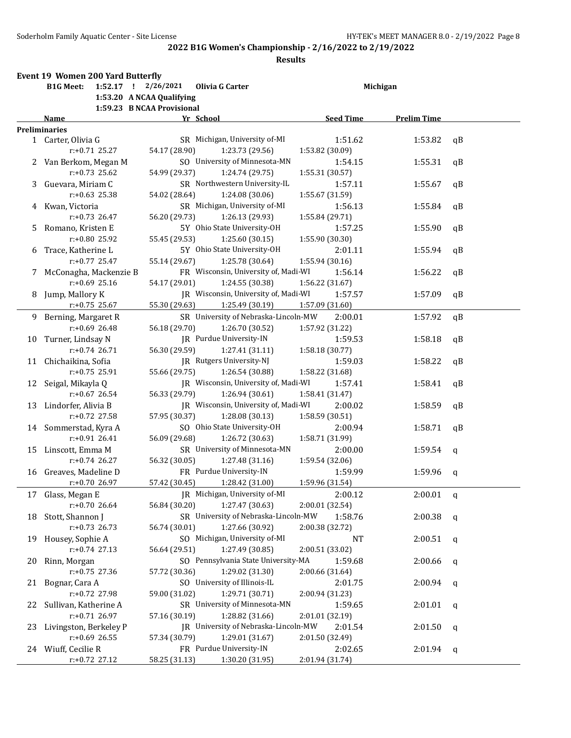2022 B1G Women's Championship - 2/16/2022 to 2/19/2022

**Results**

### Event 19 Women 200 Yard Butterfly

| | | | | | |
|---|---|---|---|---|---|
| **B1G Meet:** | 1:52.17 ! | 2/26/2021 | **Olivia G Carter** | | Michigan |
| | 1:53.20 | A NCAA Qualifying | | | |
| | 1:59.23 | B NCAA Provisional | | | |

| | Name | Yr | School | Seed Time | Prelim Time | |
|---|---|---|---|---|---|---|
| **Preliminaries** | | | | | | |
| 1 | Carter, Olivia G | SR | Michigan, University of-MI | 1:51.62 | 1:53.82 | qB |
| | r:+0.71 25.27 | 54.17 (28.90) | 1:23.73 (29.56) | 1:53.82 (30.09) | | |
| 2 | Van Berkom, Megan M | SO | University of Minnesota-MN | 1:54.15 | 1:55.31 | qB |
| | r:+0.73 25.62 | 54.99 (29.37) | 1:24.74 (29.75) | 1:55.31 (30.57) | | |
| 3 | Guevara, Miriam C | SR | Northwestern University-IL | 1:57.11 | 1:55.67 | qB |
| | r:+0.63 25.38 | 54.02 (28.64) | 1:24.08 (30.06) | 1:55.67 (31.59) | | |
| 4 | Kwan, Victoria | SR | Michigan, University of-MI | 1:56.13 | 1:55.84 | qB |
| | r:+0.73 26.47 | 56.20 (29.73) | 1:26.13 (29.93) | 1:55.84 (29.71) | | |
| 5 | Romano, Kristen E | 5Y | Ohio State University-OH | 1:57.25 | 1:55.90 | qB |
| | r:+0.80 25.92 | 55.45 (29.53) | 1:25.60 (30.15) | 1:55.90 (30.30) | | |
| 6 | Trace, Katherine L | 5Y | Ohio State University-OH | 2:01.11 | 1:55.94 | qB |
| | r:+0.77 25.47 | 55.14 (29.67) | 1:25.78 (30.64) | 1:55.94 (30.16) | | |
| 7 | McConagha, Mackenzie B | FR | Wisconsin, University of, Madi-WI | 1:56.14 | 1:56.22 | qB |
| | r:+0.69 25.16 | 54.17 (29.01) | 1:24.55 (30.38) | 1:56.22 (31.67) | | |
| 8 | Jump, Mallory K | JR | Wisconsin, University of, Madi-WI | 1:57.57 | 1:57.09 | qB |
| | r:+0.75 25.67 | 55.30 (29.63) | 1:25.49 (30.19) | 1:57.09 (31.60) | | |
| 9 | Berning, Margaret R | SR | University of Nebraska-Lincoln-MW | 2:00.01 | 1:57.92 | qB |
| | r:+0.69 26.48 | 56.18 (29.70) | 1:26.70 (30.52) | 1:57.92 (31.22) | | |
| 10 | Turner, Lindsay N | JR | Purdue University-IN | 1:59.53 | 1:58.18 | qB |
| | r:+0.74 26.71 | 56.30 (29.59) | 1:27.41 (31.11) | 1:58.18 (30.77) | | |
| 11 | Chichaikina, Sofia | JR | Rutgers University-NJ | 1:59.03 | 1:58.22 | qB |
| | r:+0.75 25.91 | 55.66 (29.75) | 1:26.54 (30.88) | 1:58.22 (31.68) | | |
| 12 | Seigal, Mikayla Q | JR | Wisconsin, University of, Madi-WI | 1:57.41 | 1:58.41 | qB |
| | r:+0.67 26.54 | 56.33 (29.79) | 1:26.94 (30.61) | 1:58.41 (31.47) | | |
| 13 | Lindorfer, Alivia B | JR | Wisconsin, University of, Madi-WI | 2:00.02 | 1:58.59 | qB |
| | r:+0.72 27.58 | 57.95 (30.37) | 1:28.08 (30.13) | 1:58.59 (30.51) | | |
| 14 | Sommerstad, Kyra A | SO | Ohio State University-OH | 2:00.94 | 1:58.71 | qB |
| | r:+0.91 26.41 | 56.09 (29.68) | 1:26.72 (30.63) | 1:58.71 (31.99) | | |
| 15 | Linscott, Emma M | SR | University of Minnesota-MN | 2:00.00 | 1:59.54 | q |
| | r:+0.74 26.27 | 56.32 (30.05) | 1:27.48 (31.16) | 1:59.54 (32.06) | | |
| 16 | Greaves, Madeline D | FR | Purdue University-IN | 1:59.99 | 1:59.96 | q |
| | r:+0.70 26.97 | 57.42 (30.45) | 1:28.42 (31.00) | 1:59.96 (31.54) | | |
| 17 | Glass, Megan E | JR | Michigan, University of-MI | 2:00.12 | 2:00.01 | q |
| | r:+0.70 26.64 | 56.84 (30.20) | 1:27.47 (30.63) | 2:00.01 (32.54) | | |
| 18 | Stott, Shannon J | SR | University of Nebraska-Lincoln-MW | 1:58.76 | 2:00.38 | q |
| | r:+0.73 26.73 | 56.74 (30.01) | 1:27.66 (30.92) | 2:00.38 (32.72) | | |
| 19 | Housey, Sophie A | SO | Michigan, University of-MI | NT | 2:00.51 | q |
| | r:+0.74 27.13 | 56.64 (29.51) | 1:27.49 (30.85) | 2:00.51 (33.02) | | |
| 20 | Rinn, Morgan | SO | Pennsylvania State University-MA | 1:59.68 | 2:00.66 | q |
| | r:+0.75 27.36 | 57.72 (30.36) | 1:29.02 (31.30) | 2:00.66 (31.64) | | |
| 21 | Bognar, Cara A | SO | University of Illinois-IL | 2:01.75 | 2:00.94 | q |
| | r:+0.72 27.98 | 59.00 (31.02) | 1:29.71 (30.71) | 2:00.94 (31.23) | | |
| 22 | Sullivan, Katherine A | SR | University of Minnesota-MN | 1:59.65 | 2:01.01 | q |
| | r:+0.71 26.97 | 57.16 (30.19) | 1:28.82 (31.66) | 2:01.01 (32.19) | | |
| 23 | Livingston, Berkeley P | JR | University of Nebraska-Lincoln-MW | 2:01.54 | 2:01.50 | q |
| | r:+0.69 26.55 | 57.34 (30.79) | 1:29.01 (31.67) | 2:01.50 (32.49) | | |
| 24 | Wiuff, Cecilie R | FR | Purdue University-IN | 2:02.65 | 2:01.94 | q |
| | r:+0.72 27.12 | 58.25 (31.13) | 1:30.20 (31.95) | 2:01.94 (31.74) | | |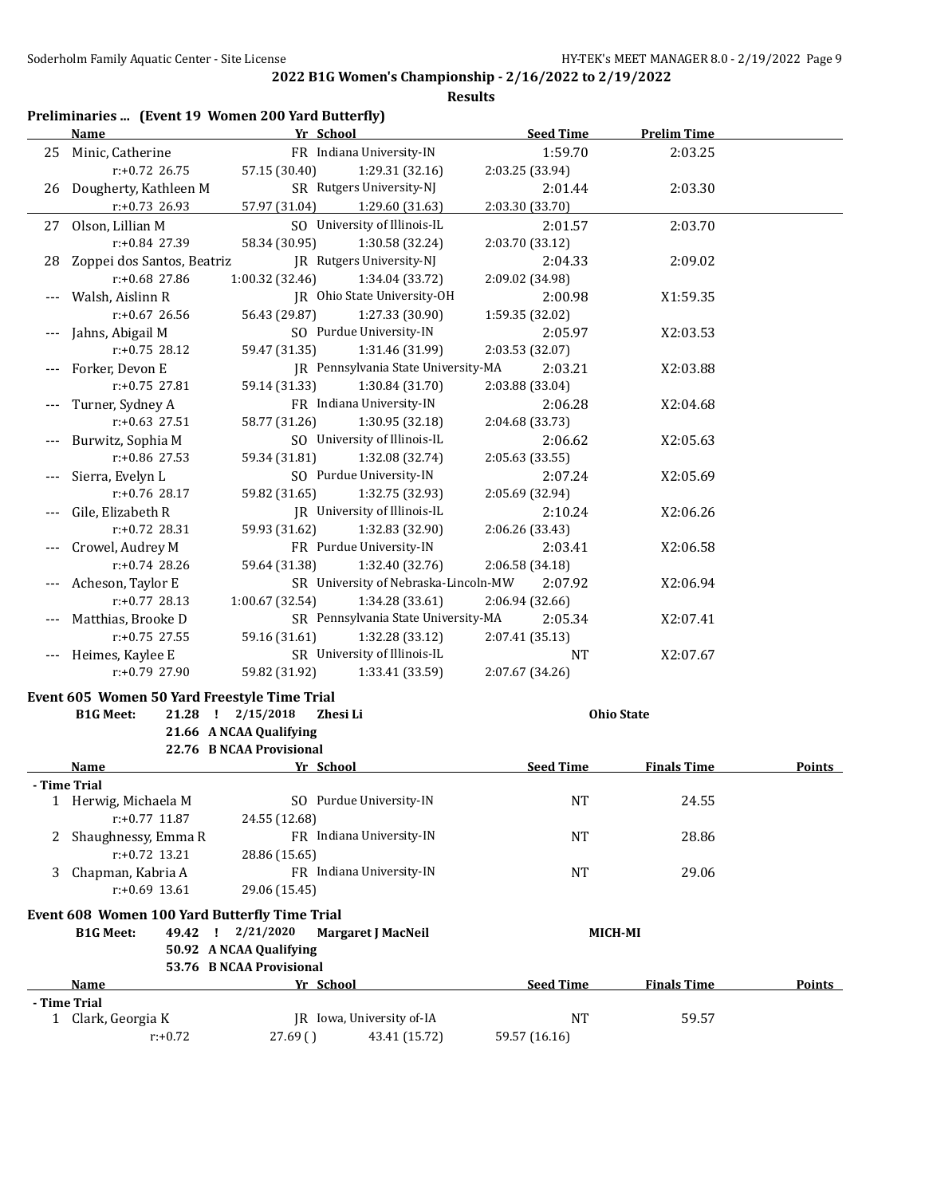**2022 B1G Women's Championship - 2/16/2022 to 2/19/2022**

**Results**

## Preliminaries ... (Event 19 Women 200 Yard Butterfly)

| | Name | Yr | School | Seed Time | Prelim Time |
|---|---|---|---|---|---|
| 25 | Minic, Catherine | FR | Indiana University-IN | 1:59.70 | 2:03.25 |
| | r:+0.72 26.75 | 57.15 (30.40) | 1:29.31 (32.16) | 2:03.25 (33.94) | |
| 26 | Dougherty, Kathleen M | SR | Rutgers University-NJ | 2:01.44 | 2:03.30 |
| | r:+0.73 26.93 | 57.97 (31.04) | 1:29.60 (31.63) | 2:03.30 (33.70) | |
| 27 | Olson, Lillian M | SO | University of Illinois-IL | 2:01.57 | 2:03.70 |
| | r:+0.84 27.39 | 58.34 (30.95) | 1:30.58 (32.24) | 2:03.70 (33.12) | |
| 28 | Zoppei dos Santos, Beatriz | JR | Rutgers University-NJ | 2:04.33 | 2:09.02 |
| | r:+0.68 27.86 | 1:00.32 (32.46) | 1:34.04 (33.72) | 2:09.02 (34.98) | |
| --- | Walsh, Aislinn R | JR | Ohio State University-OH | 2:00.98 | X1:59.35 |
| | r:+0.67 26.56 | 56.43 (29.87) | 1:27.33 (30.90) | 1:59.35 (32.02) | |
| --- | Jahns, Abigail M | SO | Purdue University-IN | 2:05.97 | X2:03.53 |
| | r:+0.75 28.12 | 59.47 (31.35) | 1:31.46 (31.99) | 2:03.53 (32.07) | |
| --- | Forker, Devon E | JR | Pennsylvania State University-MA | 2:03.21 | X2:03.88 |
| | r:+0.75 27.81 | 59.14 (31.33) | 1:30.84 (31.70) | 2:03.88 (33.04) | |
| --- | Turner, Sydney A | FR | Indiana University-IN | 2:06.28 | X2:04.68 |
| | r:+0.63 27.51 | 58.77 (31.26) | 1:30.95 (32.18) | 2:04.68 (33.73) | |
| --- | Burwitz, Sophia M | SO | University of Illinois-IL | 2:06.62 | X2:05.63 |
| | r:+0.86 27.53 | 59.34 (31.81) | 1:32.08 (32.74) | 2:05.63 (33.55) | |
| --- | Sierra, Evelyn L | SO | Purdue University-IN | 2:07.24 | X2:05.69 |
| | r:+0.76 28.17 | 59.82 (31.65) | 1:32.75 (32.93) | 2:05.69 (32.94) | |
| --- | Gile, Elizabeth R | JR | University of Illinois-IL | 2:10.24 | X2:06.26 |
| | r:+0.72 28.31 | 59.93 (31.62) | 1:32.83 (32.90) | 2:06.26 (33.43) | |
| --- | Crowel, Audrey M | FR | Purdue University-IN | 2:03.41 | X2:06.58 |
| | r:+0.74 28.26 | 59.64 (31.38) | 1:32.40 (32.76) | 2:06.58 (34.18) | |
| --- | Acheson, Taylor E | SR | University of Nebraska-Lincoln-MW | 2:07.92 | X2:06.94 |
| | r:+0.77 28.13 | 1:00.67 (32.54) | 1:34.28 (33.61) | 2:06.94 (32.66) | |
| --- | Matthias, Brooke D | SR | Pennsylvania State University-MA | 2:05.34 | X2:07.41 |
| | r:+0.75 27.55 | 59.16 (31.61) | 1:32.28 (33.12) | 2:07.41 (35.13) | |
| --- | Heimes, Kaylee E | SR | University of Illinois-IL | NT | X2:07.67 |
| | r:+0.79 27.90 | 59.82 (31.92) | 1:33.41 (33.59) | 2:07.67 (34.26) | |

## Event 605 Women 50 Yard Freestyle Time Trial

**B1G Meet:** 21.28 ! 2/15/2018 **Zhesi Li** **Ohio State**
21.66 A NCAA Qualifying
22.76 B NCAA Provisional

| | Name | Yr | School | Seed Time | Finals Time | Points |
|---|---|---|---|---|---|---|
| **- Time Trial** | | | | | | |
| 1 | Herwig, Michaela M | SO | Purdue University-IN | NT | 24.55 | |
| | r:+0.77 11.87 | 24.55 (12.68) | | | | |
| 2 | Shaughnessy, Emma R | FR | Indiana University-IN | NT | 28.86 | |
| | r:+0.72 13.21 | 28.86 (15.65) | | | | |
| 3 | Chapman, Kabria A | FR | Indiana University-IN | NT | 29.06 | |
| | r:+0.69 13.61 | 29.06 (15.45) | | | | |

## Event 608 Women 100 Yard Butterfly Time Trial

**B1G Meet:** 49.42 ! 2/21/2020 **Margaret J MacNeil** **MICH-MI**
50.92 A NCAA Qualifying
53.76 B NCAA Provisional

| | Name | Yr | School | Seed Time | Finals Time | Points |
|---|---|---|---|---|---|---|
| **- Time Trial** | | | | | | |
| 1 | Clark, Georgia K | JR | Iowa, University of-IA | NT | 59.57 | |
| | r:+0.72 | 27.69 ( ) | 43.41 (15.72) | 59.57 (16.16) | | |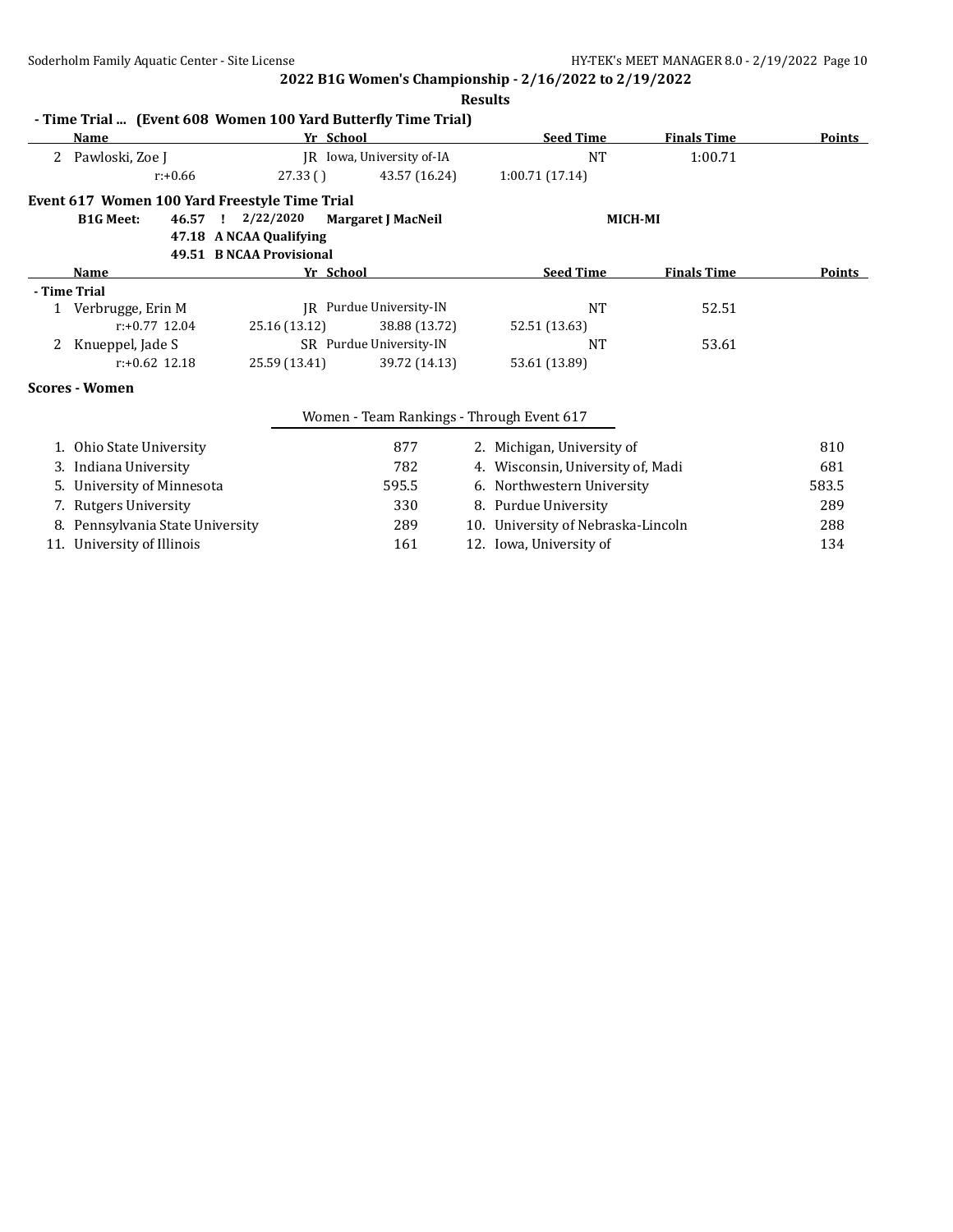**2022 B1G Women's Championship - 2/16/2022 to 2/19/2022**

**Results**

**- Time Trial ... (Event 608 Women 100 Yard Butterfly Time Trial)**

| | Name | Yr | School | Seed Time | Finals Time | Points |
|---|---|---|---|---|---|---|
| 2 | Pawloski, Zoe J | JR | Iowa, University of-IA | NT | 1:00.71 | |
| | r:+0.66 | 27.33 ( ) | 43.57 (16.24) | 1:00.71 (17.14) | | |

**Event 617 Women 100 Yard Freestyle Time Trial**

| | | | | |
|---|---|---|---|---|
| **B1G Meet:** | **46.57 !** | **2/22/2020** | **Margaret J MacNeil** | **MICH-MI** |
| | **47.18** | **A NCAA Qualifying** | | |
| | **49.51** | **B NCAA Provisional** | | |

| | Name | Yr | School | Seed Time | Finals Time | Points |
|---|---|---|---|---|---|---|
| **- Time Trial** | | | | | | |
| 1 | Verbrugge, Erin M | JR | Purdue University-IN | NT | 52.51 | |
| | r:+0.77 12.04 | 25.16 (13.12) | 38.88 (13.72) | 52.51 (13.63) | | |
| 2 | Knueppel, Jade S | SR | Purdue University-IN | NT | 53.61 | |
| | r:+0.62 12.18 | 25.59 (13.41) | 39.72 (14.13) | 53.61 (13.89) | | |

**Scores - Women**

Women - Team Rankings - Through Event 617

| | | | | | |
|---|---|---|---|---|---|
| 1. | Ohio State University | 877 | 2. | Michigan, University of | 810 |
| 3. | Indiana University | 782 | 4. | Wisconsin, University of, Madi | 681 |
| 5. | University of Minnesota | 595.5 | 6. | Northwestern University | 583.5 |
| 7. | Rutgers University | 330 | 8. | Purdue University | 289 |
| 8. | Pennsylvania State University | 289 | 10. | University of Nebraska-Lincoln | 288 |
| 11. | University of Illinois | 161 | 12. | Iowa, University of | 134 |